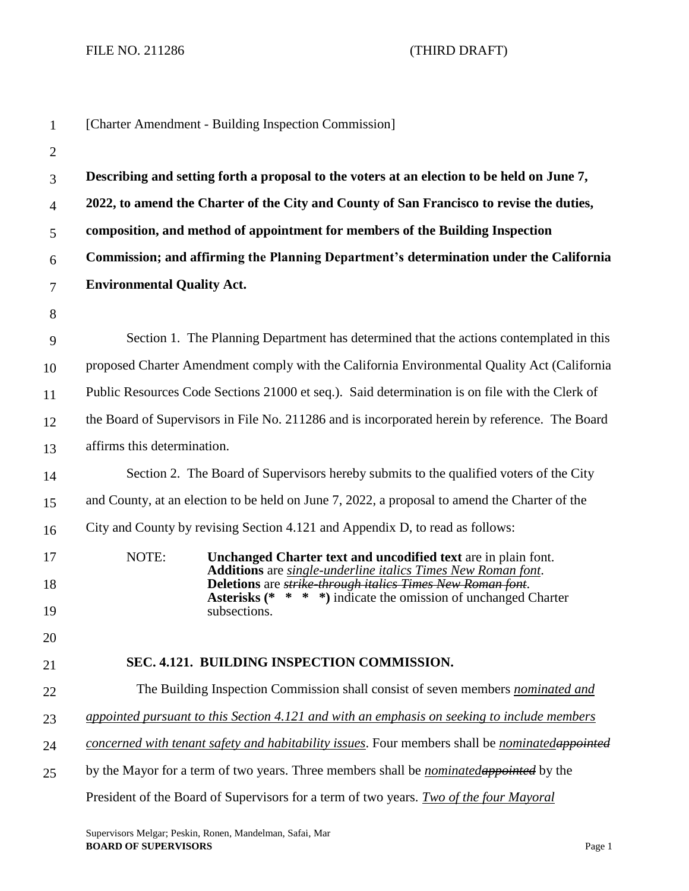FILE NO. 211286 (THIRD DRAFT)

[Charter Amendment - Building Inspection Commission]

**Describing and setting forth a proposal to the voters at an election to be held on June 7, 2022, to amend the Charter of the City and County of San Francisco to revise the duties, composition, and method of appointment for members of the Building Inspection Commission; and affirming the Planning Department's determination under the California Environmental Quality Act.**

Section 1. The Planning Department has determined that the actions contemplated in this proposed Charter Amendment comply with the California Environmental Quality Act (California Public Resources Code Sections 21000 et seq.). Said determination is on file with the Clerk of the Board of Supervisors in File No. 211286 and is incorporated herein by reference. The Board affirms this determination.

Section 2. The Board of Supervisors hereby submits to the qualified voters of the City and County, at an election to be held on June 7, 2022, a proposal to amend the Charter of the City and County by revising Section 4.121 and Appendix D, to read as follows:

NOTE: **Unchanged Charter text and uncodified text** are in plain font.
**Additions** are <u>*single-underline italics Times New Roman font*</u>.
**Deletions** are ~~*strike-through italics Times New Roman font*~~.
**Asterisks (\* \* \* \*)** indicate the omission of unchanged Charter subsections.

**SEC. 4.121. BUILDING INSPECTION COMMISSION.**

The Building Inspection Commission shall consist of seven members <u>*nominated and appointed pursuant to this Section 4.121 and with an emphasis on seeking to include members concerned with tenant safety and habitability issues*</u>. Four members shall be <u>*nominated*</u>~~*appointed*~~ by the Mayor for a term of two years. Three members shall be <u>*nominated*</u>~~*appointed*~~ by the President of the Board of Supervisors for a term of two years. <u>*Two of the four Mayoral*</u>

Supervisors Melgar; Peskin, Ronen, Mandelman, Safai, Mar
**BOARD OF SUPERVISORS**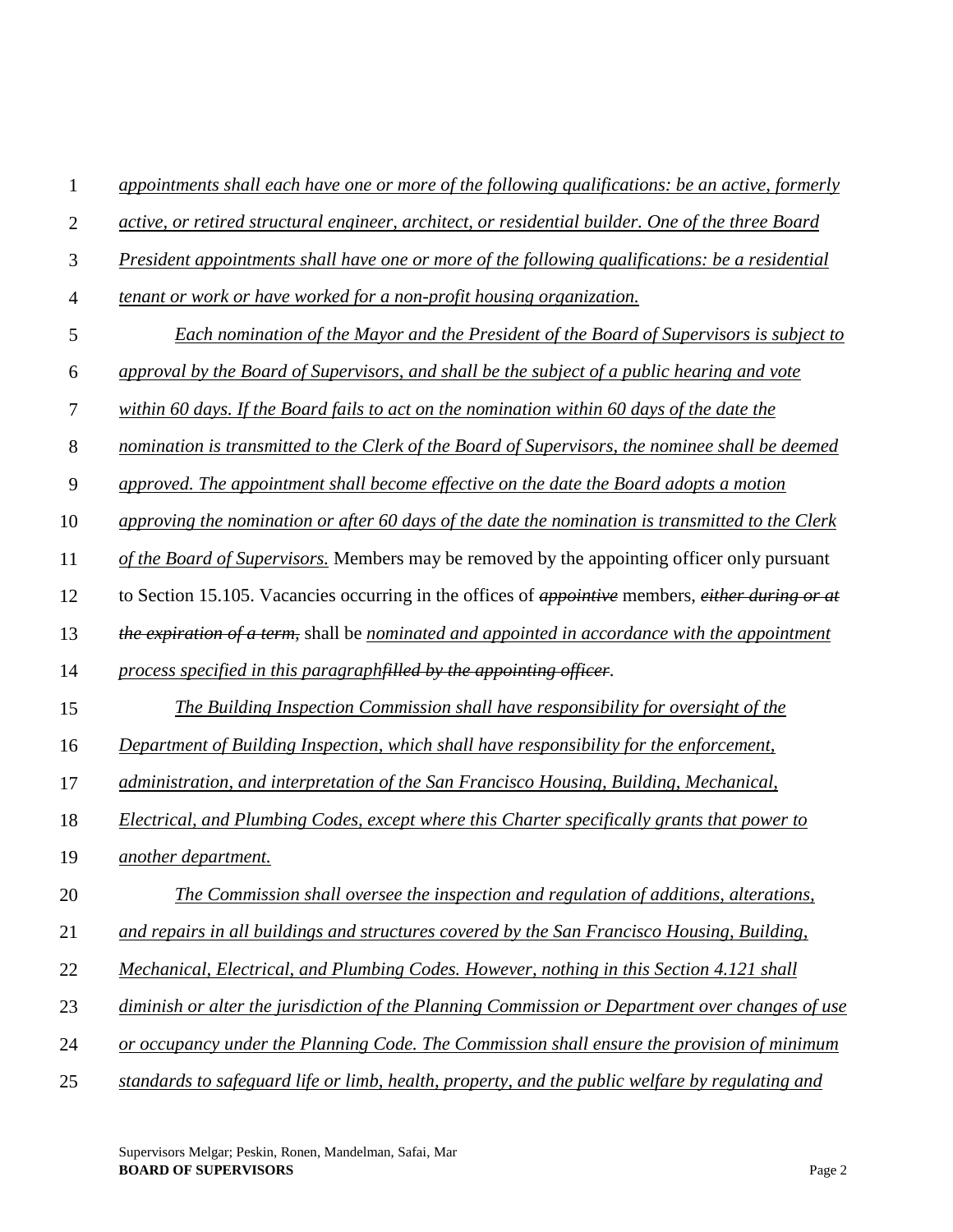*appointments shall each have one or more of the following qualifications: be an active, formerly active, or retired structural engineer, architect, or residential builder. One of the three Board President appointments shall have one or more of the following qualifications: be a residential tenant or work or have worked for a non-profit housing organization.*

*Each nomination of the Mayor and the President of the Board of Supervisors is subject to approval by the Board of Supervisors, and shall be the subject of a public hearing and vote within 60 days. If the Board fails to act on the nomination within 60 days of the date the nomination is transmitted to the Clerk of the Board of Supervisors, the nominee shall be deemed approved. The appointment shall become effective on the date the Board adopts a motion approving the nomination or after 60 days of the date the nomination is transmitted to the Clerk of the Board of Supervisors.* Members may be removed by the appointing officer only pursuant to Section 15.105. Vacancies occurring in the offices of ~~*appointive*~~ members, ~~*either during or at the expiration of a term,*~~ shall be *nominated and appointed in accordance with the appointment process specified in this paragraph*~~*filled by the appointing officer*~~.

*The Building Inspection Commission shall have responsibility for oversight of the Department of Building Inspection, which shall have responsibility for the enforcement, administration, and interpretation of the San Francisco Housing, Building, Mechanical, Electrical, and Plumbing Codes, except where this Charter specifically grants that power to another department.*

*The Commission shall oversee the inspection and regulation of additions, alterations, and repairs in all buildings and structures covered by the San Francisco Housing, Building, Mechanical, Electrical, and Plumbing Codes. However, nothing in this Section 4.121 shall diminish or alter the jurisdiction of the Planning Commission or Department over changes of use or occupancy under the Planning Code. The Commission shall ensure the provision of minimum standards to safeguard life or limb, health, property, and the public welfare by regulating and*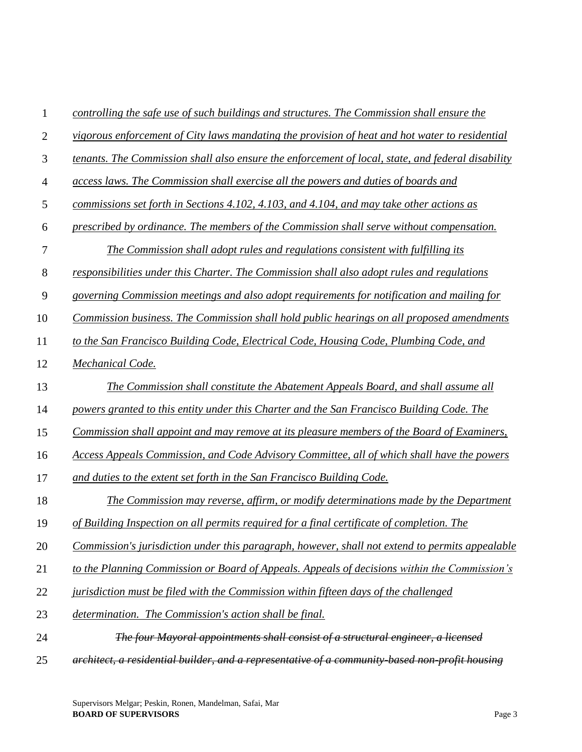*controlling the safe use of such buildings and structures. The Commission shall ensure the vigorous enforcement of City laws mandating the provision of heat and hot water to residential tenants. The Commission shall also ensure the enforcement of local, state, and federal disability access laws. The Commission shall exercise all the powers and duties of boards and commissions set forth in Sections 4.102, 4.103, and 4.104, and may take other actions as prescribed by ordinance. The members of the Commission shall serve without compensation.*

*The Commission shall adopt rules and regulations consistent with fulfilling its responsibilities under this Charter. The Commission shall also adopt rules and regulations governing Commission meetings and also adopt requirements for notification and mailing for Commission business. The Commission shall hold public hearings on all proposed amendments to the San Francisco Building Code, Electrical Code, Housing Code, Plumbing Code, and Mechanical Code.*

*The Commission shall constitute the Abatement Appeals Board, and shall assume all powers granted to this entity under this Charter and the San Francisco Building Code. The Commission shall appoint and may remove at its pleasure members of the Board of Examiners, Access Appeals Commission, and Code Advisory Committee, all of which shall have the powers and duties to the extent set forth in the San Francisco Building Code.*

*The Commission may reverse, affirm, or modify determinations made by the Department of Building Inspection on all permits required for a final certificate of completion. The Commission's jurisdiction under this paragraph, however, shall not extend to permits appealable to the Planning Commission or Board of Appeals. Appeals of decisions within the Commission's jurisdiction must be filed with the Commission within fifteen days of the challenged determination. The Commission's action shall be final.*

~~*The four Mayoral appointments shall consist of a structural engineer, a licensed architect, a residential builder, and a representative of a community-based non-profit housing*~~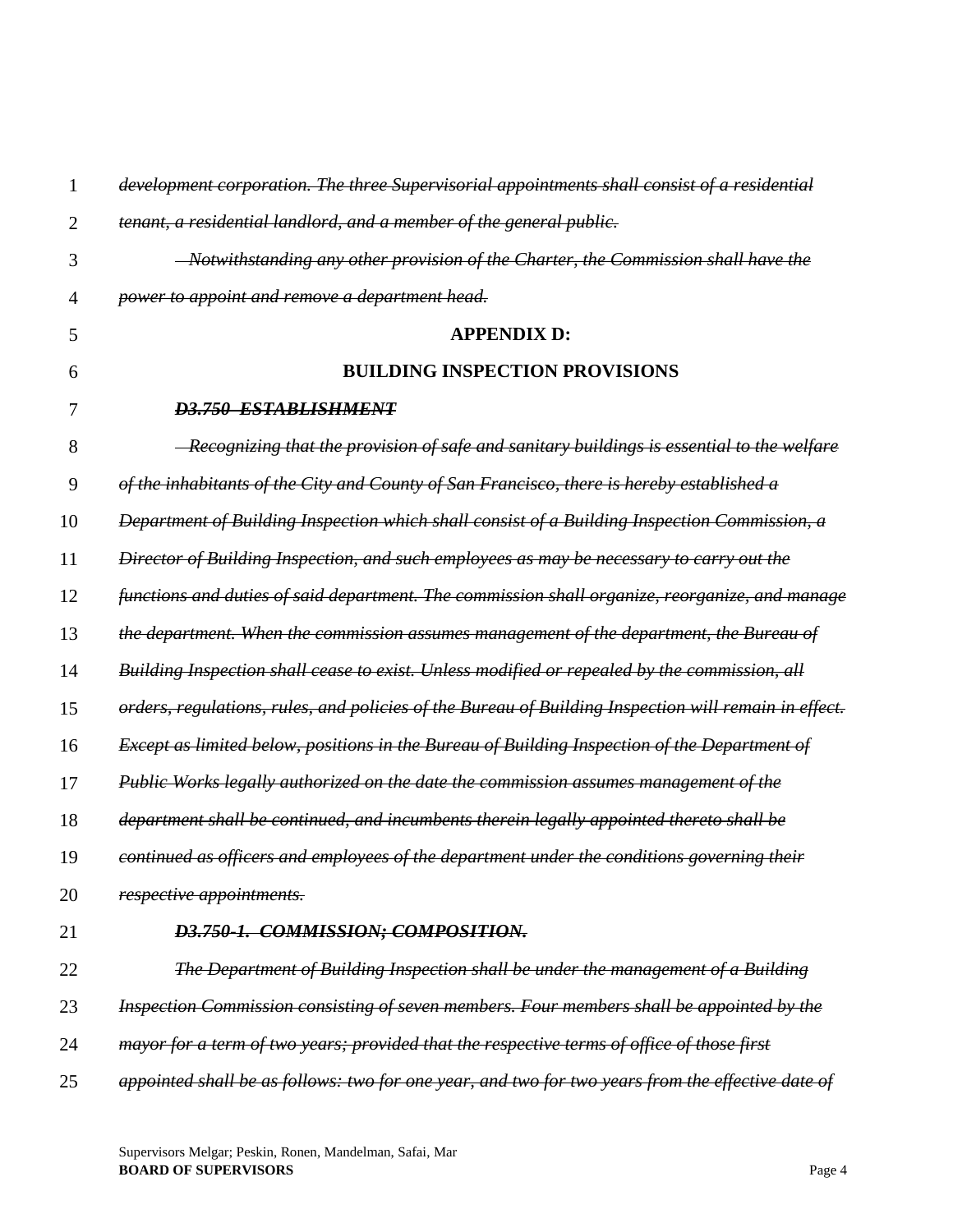~~*development corporation. The three Supervisorial appointments shall consist of a residential tenant, a residential landlord, and a member of the general public.*~~

~~*Notwithstanding any other provision of the Charter, the Commission shall have the power to appoint and remove a department head.*~~

**APPENDIX D:**

**BUILDING INSPECTION PROVISIONS**

~~***D3.750 ESTABLISHMENT***~~

~~*Recognizing that the provision of safe and sanitary buildings is essential to the welfare of the inhabitants of the City and County of San Francisco, there is hereby established a Department of Building Inspection which shall consist of a Building Inspection Commission, a Director of Building Inspection, and such employees as may be necessary to carry out the functions and duties of said department. The commission shall organize, reorganize, and manage the department. When the commission assumes management of the department, the Bureau of Building Inspection shall cease to exist. Unless modified or repealed by the commission, all orders, regulations, rules, and policies of the Bureau of Building Inspection will remain in effect. Except as limited below, positions in the Bureau of Building Inspection of the Department of Public Works legally authorized on the date the commission assumes management of the department shall be continued, and incumbents therein legally appointed thereto shall be continued as officers and employees of the department under the conditions governing their respective appointments.*~~

~~***D3.750-1. COMMISSION; COMPOSITION.***~~

~~*The Department of Building Inspection shall be under the management of a Building Inspection Commission consisting of seven members. Four members shall be appointed by the mayor for a term of two years; provided that the respective terms of office of those first appointed shall be as follows: two for one year, and two for two years from the effective date of*~~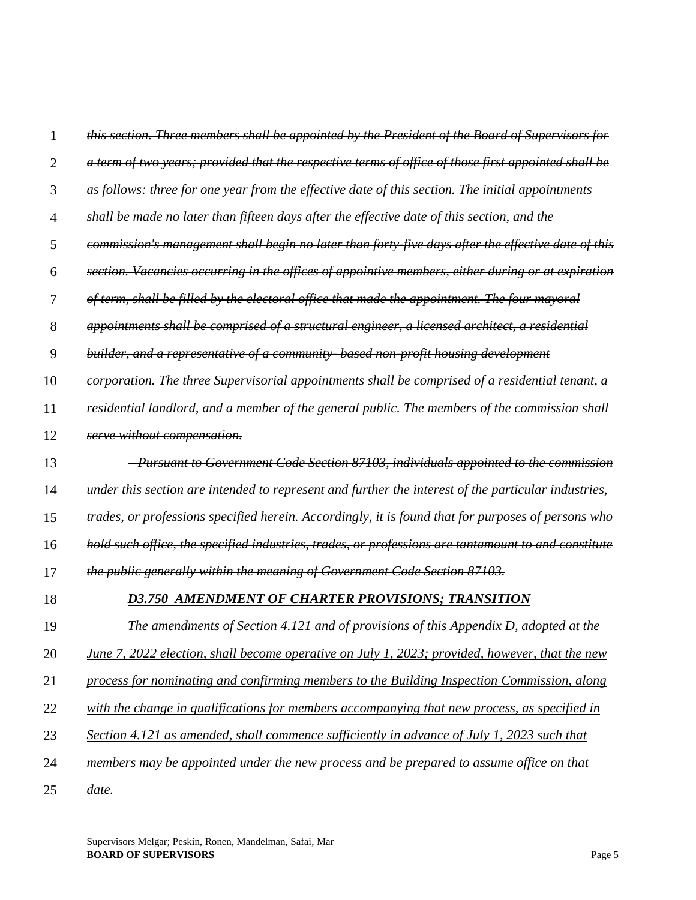~~*this section. Three members shall be appointed by the President of the Board of Supervisors for a term of two years; provided that the respective terms of office of those first appointed shall be as follows: three for one year from the effective date of this section. The initial appointments shall be made no later than fifteen days after the effective date of this section, and the commission's management shall begin no later than forty-five days after the effective date of this section. Vacancies occurring in the offices of appointive members, either during or at expiration of term, shall be filled by the electoral office that made the appointment. The four mayoral appointments shall be comprised of a structural engineer, a licensed architect, a residential builder, and a representative of a community- based non-profit housing development corporation. The three Supervisorial appointments shall be comprised of a residential tenant, a residential landlord, and a member of the general public. The members of the commission shall serve without compensation.*~~

~~*Pursuant to Government Code Section 87103, individuals appointed to the commission under this section are intended to represent and further the interest of the particular industries, trades, or professions specified herein. Accordingly, it is found that for purposes of persons who hold such office, the specified industries, trades, or professions are tantamount to and constitute the public generally within the meaning of Government Code Section 87103.*~~

### ***D3.750 AMENDMENT OF CHARTER PROVISIONS; TRANSITION***

*The amendments of Section 4.121 and of provisions of this Appendix D, adopted at the June 7, 2022 election, shall become operative on July 1, 2023; provided, however, that the new process for nominating and confirming members to the Building Inspection Commission, along with the change in qualifications for members accompanying that new process, as specified in Section 4.121 as amended, shall commence sufficiently in advance of July 1, 2023 such that members may be appointed under the new process and be prepared to assume office on that date.*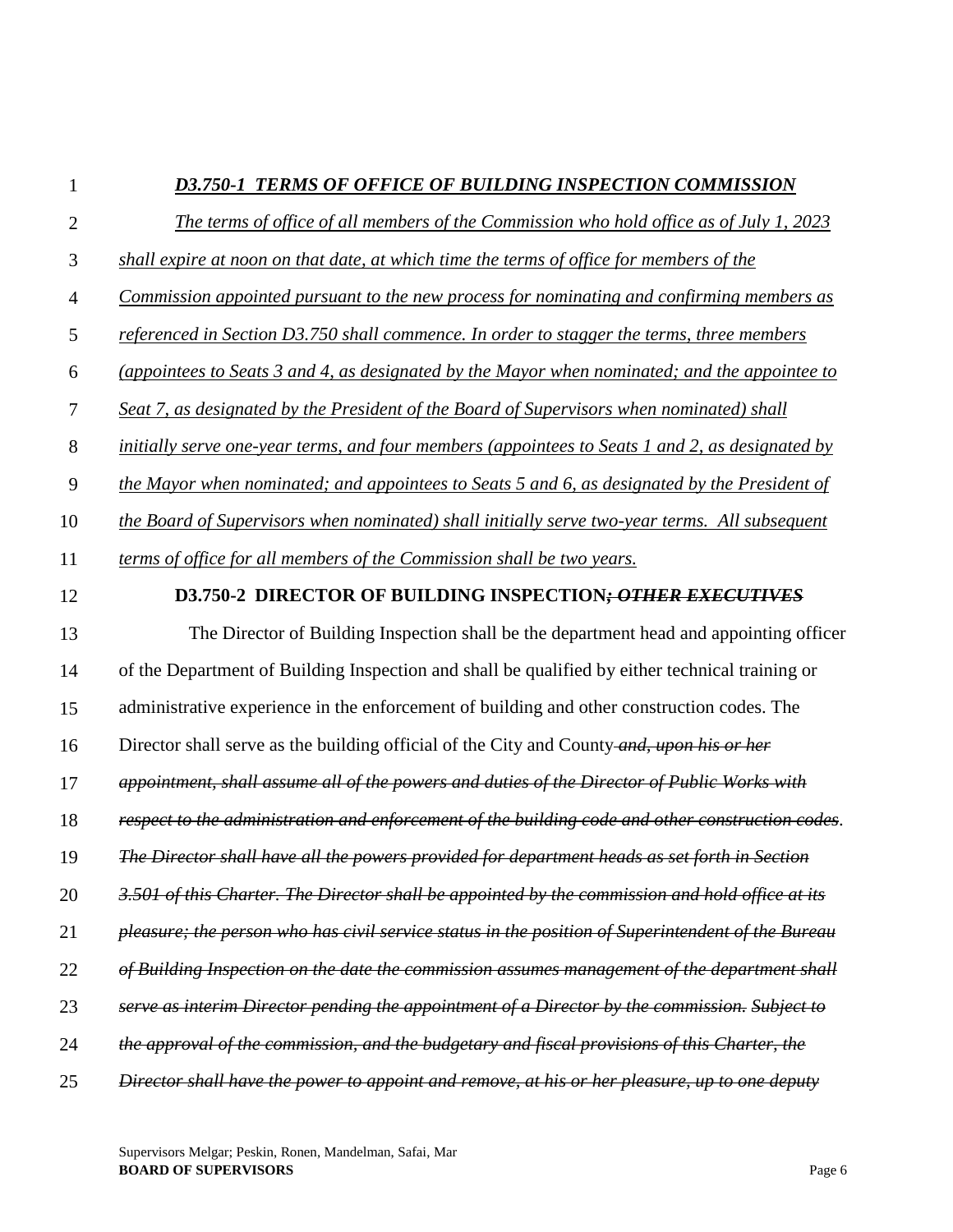***D3.750-1 TERMS OF OFFICE OF BUILDING INSPECTION COMMISSION***

*The terms of office of all members of the Commission who hold office as of July 1, 2023 shall expire at noon on that date, at which time the terms of office for members of the Commission appointed pursuant to the new process for nominating and confirming members as referenced in Section D3.750 shall commence. In order to stagger the terms, three members (appointees to Seats 3 and 4, as designated by the Mayor when nominated; and the appointee to Seat 7, as designated by the President of the Board of Supervisors when nominated) shall initially serve one-year terms, and four members (appointees to Seats 1 and 2, as designated by the Mayor when nominated; and appointees to Seats 5 and 6, as designated by the President of the Board of Supervisors when nominated) shall initially serve two-year terms. All subsequent terms of office for all members of the Commission shall be two years.*

**D3.750-2 DIRECTOR OF BUILDING INSPECTION~~; OTHER EXECUTIVES~~**

The Director of Building Inspection shall be the department head and appointing officer of the Department of Building Inspection and shall be qualified by either technical training or administrative experience in the enforcement of building and other construction codes. The Director shall serve as the building official of the City and County ~~*and, upon his or her appointment, shall assume all of the powers and duties of the Director of Public Works with respect to the administration and enforcement of the building code and other construction codes*~~. ~~*The Director shall have all the powers provided for department heads as set forth in Section 3.501 of this Charter. The Director shall be appointed by the commission and hold office at its pleasure; the person who has civil service status in the position of Superintendent of the Bureau of Building Inspection on the date the commission assumes management of the department shall serve as interim Director pending the appointment of a Director by the commission. Subject to the approval of the commission, and the budgetary and fiscal provisions of this Charter, the Director shall have the power to appoint and remove, at his or her pleasure, up to one deputy*~~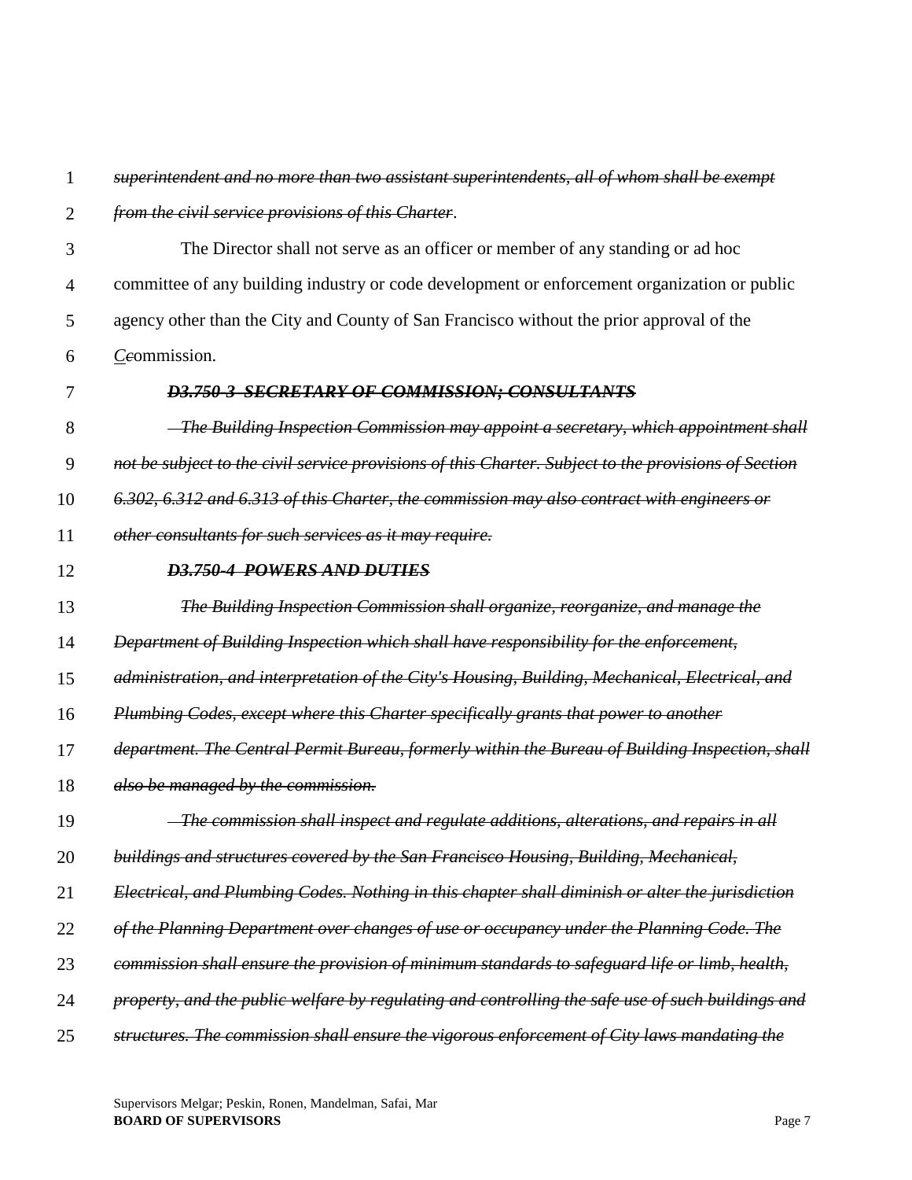~~*superintendent and no more than two assistant superintendents, all of whom shall be exempt from the civil service provisions of this Charter*~~.

The Director shall not serve as an officer or member of any standing or ad hoc committee of any building industry or code development or enforcement organization or public agency other than the City and County of San Francisco without the prior approval of the _C_~~c~~ommission.

~~***D3.750-3 SECRETARY OF COMMISSION; CONSULTANTS***~~

~~*The Building Inspection Commission may appoint a secretary, which appointment shall not be subject to the civil service provisions of this Charter. Subject to the provisions of Section 6.302, 6.312 and 6.313 of this Charter, the commission may also contract with engineers or other consultants for such services as it may require.*~~

~~***D3.750-4 POWERS AND DUTIES***~~

~~*The Building Inspection Commission shall organize, reorganize, and manage the Department of Building Inspection which shall have responsibility for the enforcement, administration, and interpretation of the City's Housing, Building, Mechanical, Electrical, and Plumbing Codes, except where this Charter specifically grants that power to another department. The Central Permit Bureau, formerly within the Bureau of Building Inspection, shall also be managed by the commission.*~~

~~*The commission shall inspect and regulate additions, alterations, and repairs in all buildings and structures covered by the San Francisco Housing, Building, Mechanical, Electrical, and Plumbing Codes. Nothing in this chapter shall diminish or alter the jurisdiction of the Planning Department over changes of use or occupancy under the Planning Code. The commission shall ensure the provision of minimum standards to safeguard life or limb, health, property, and the public welfare by regulating and controlling the safe use of such buildings and structures. The commission shall ensure the vigorous enforcement of City laws mandating the*~~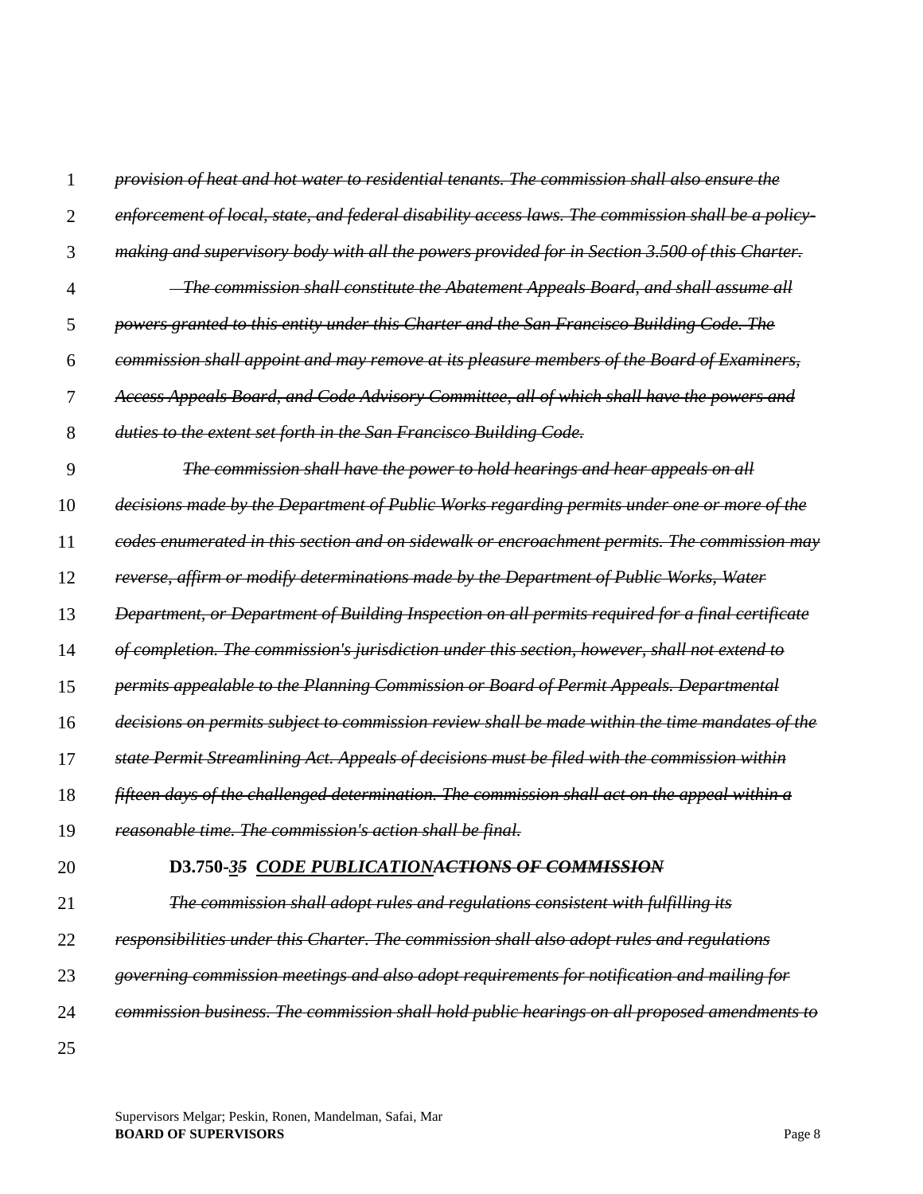~~*provision of heat and hot water to residential tenants. The commission shall also ensure the enforcement of local, state, and federal disability access laws. The commission shall be a policy-making and supervisory body with all the powers provided for in Section 3.500 of this Charter.*~~

~~*The commission shall constitute the Abatement Appeals Board, and shall assume all powers granted to this entity under this Charter and the San Francisco Building Code. The commission shall appoint and may remove at its pleasure members of the Board of Examiners, Access Appeals Board, and Code Advisory Committee, all of which shall have the powers and duties to the extent set forth in the San Francisco Building Code.*~~

~~*The commission shall have the power to hold hearings and hear appeals on all decisions made by the Department of Public Works regarding permits under one or more of the codes enumerated in this section and on sidewalk or encroachment permits. The commission may reverse, affirm or modify determinations made by the Department of Public Works, Water Department, or Department of Building Inspection on all permits required for a final certificate of completion. The commission's jurisdiction under this section, however, shall not extend to permits appealable to the Planning Commission or Board of Permit Appeals. Departmental decisions on permits subject to commission review shall be made within the time mandates of the state Permit Streamlining Act. Appeals of decisions must be filed with the commission within fifteen days of the challenged determination. The commission shall act on the appeal within a reasonable time. The commission's action shall be final.*~~

**D3.750-*<u>3</u>~~5~~* *<u>CODE PUBLICATION</u>~~ACTIONS OF COMMISSION~~***

~~*The commission shall adopt rules and regulations consistent with fulfilling its responsibilities under this Charter. The commission shall also adopt rules and regulations governing commission meetings and also adopt requirements for notification and mailing for commission business. The commission shall hold public hearings on all proposed amendments to*~~

Supervisors Melgar; Peskin, Ronen, Mandelman, Safai, Mar
**BOARD OF SUPERVISORS**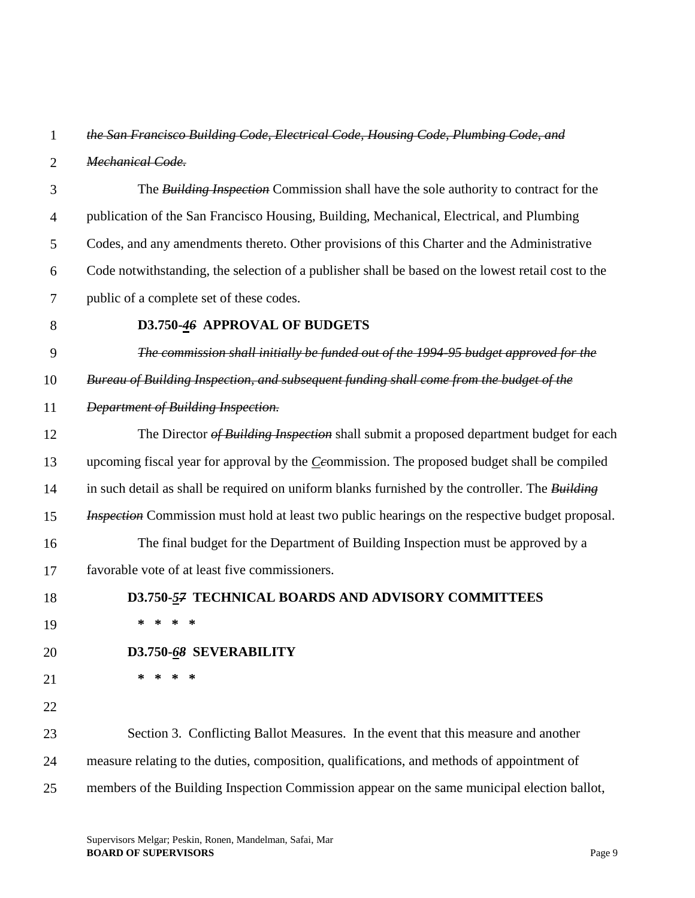~~*the San Francisco Building Code, Electrical Code, Housing Code, Plumbing Code, and Mechanical Code.*~~

The ~~*Building Inspection*~~ Commission shall have the sole authority to contract for the publication of the San Francisco Housing, Building, Mechanical, Electrical, and Plumbing Codes, and any amendments thereto. Other provisions of this Charter and the Administrative Code notwithstanding, the selection of a publisher shall be based on the lowest retail cost to the public of a complete set of these codes.

**D3.750-*4*~~*6*~~ APPROVAL OF BUDGETS**

~~*The commission shall initially be funded out of the 1994-95 budget approved for the Bureau of Building Inspection, and subsequent funding shall come from the budget of the Department of Building Inspection.*~~

The Director ~~*of Building Inspection*~~ shall submit a proposed department budget for each upcoming fiscal year for approval by the *C*~~*c*~~ommission. The proposed budget shall be compiled in such detail as shall be required on uniform blanks furnished by the controller. The ~~*Building Inspection*~~ Commission must hold at least two public hearings on the respective budget proposal.

The final budget for the Department of Building Inspection must be approved by a favorable vote of at least five commissioners.

**D3.750-*5*~~*7*~~ TECHNICAL BOARDS AND ADVISORY COMMITTEES**

\* \* \* \*

**D3.750-*6*~~*8*~~ SEVERABILITY**

\* \* \* \*

Section 3. Conflicting Ballot Measures. In the event that this measure and another measure relating to the duties, composition, qualifications, and methods of appointment of members of the Building Inspection Commission appear on the same municipal election ballot,

Supervisors Melgar; Peskin, Ronen, Mandelman, Safai, Mar
**BOARD OF SUPERVISORS**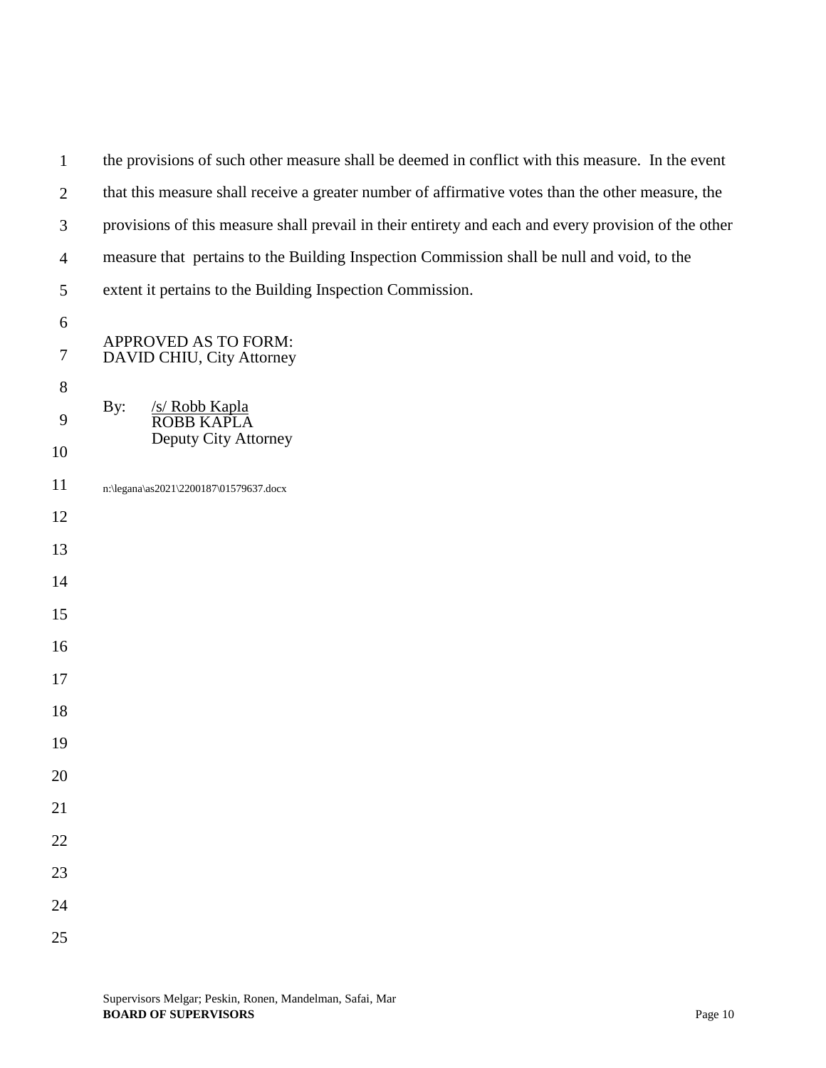the provisions of such other measure shall be deemed in conflict with this measure. In the event that this measure shall receive a greater number of affirmative votes than the other measure, the provisions of this measure shall prevail in their entirety and each and every provision of the other measure that pertains to the Building Inspection Commission shall be null and void, to the extent it pertains to the Building Inspection Commission.

APPROVED AS TO FORM:
DAVID CHIU, City Attorney

By: /s/ Robb Kapla
ROBB KAPLA
Deputy City Attorney

n:\legana\as2021\2200187\01579637.docx

Supervisors Melgar; Peskin, Ronen, Mandelman, Safai, Mar
**BOARD OF SUPERVISORS**